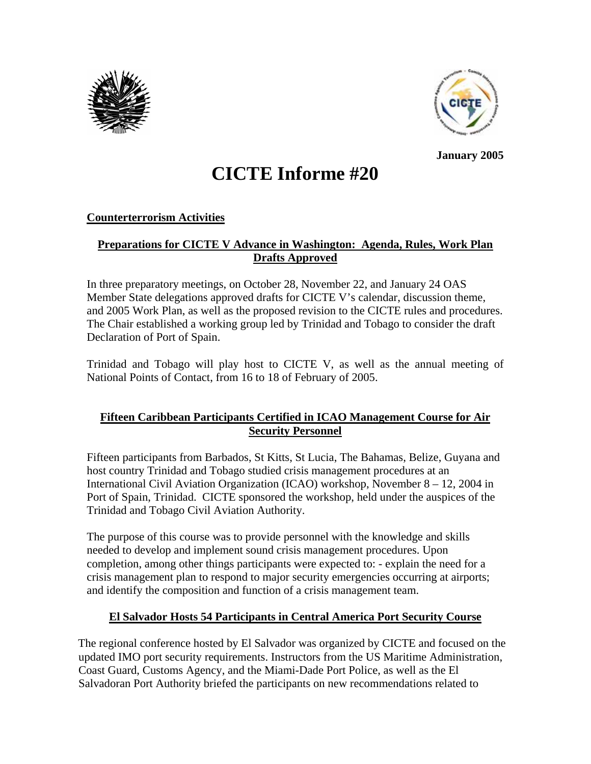January 2005

# CICTE Informe #20

## Counterterrorism Activities

### Preparations for CICTE V Advance in Washington: Agenda, Rules, Work Plan Drafts Approved

In three preparatory meetings, on October 28, November 22, and January 24 OAS Member State delegations approved drafts for CICTE V's calendar, discussion theme, and 2005 Work Plan, as well as the proposed revision to the CICTE rules and procedures. The Chair established a working group led by Trinidad and Tobago to consider the draft Declaration of Port of Spain.

Trinidad and Tobago will play host to CICTE V, as well as the annual meeting of National Points of Contact, from 16 to 18 of February of 2005.

### Fifteen Caribbean Participants Certified in ICAO Management Course for Air Security Personnel

Fifteen participants from Barbados, St Kitts, St Lucia, The Bahamas, Belize, Guyana and host country Trinidad and Tobago studied crisis management procedures at an International Civil Aviation Organization (ICAO) workshop, November 8 – 12, 2004 in Port of Spain, Trinidad. CICTE sponsored the workshop, held under the auspices of the Trinidad and Tobago Civil Aviation Authority.

The purpose of this course was to provide personnel with the knowledge and skills needed to develop and implement sound crisis management procedures. Upon completion, among other things participants were expected to: - explain the need for a crisis management plan to respond to major security emergencies occurring at airports; and identify the composition and function of a crisis management team.

### El Salvador Hosts 54 Participants in Central America Port Security Course

The regional conference hosted by El Salvador was organized by CICTE and focused on the updated IMO port security requirements. Instructors from the US Maritime Administration, Coast Guard, Customs Agency, and the Miami-Dade Port Police, as well as the El Salvadoran Port Authority briefed the participants on new recommendations related to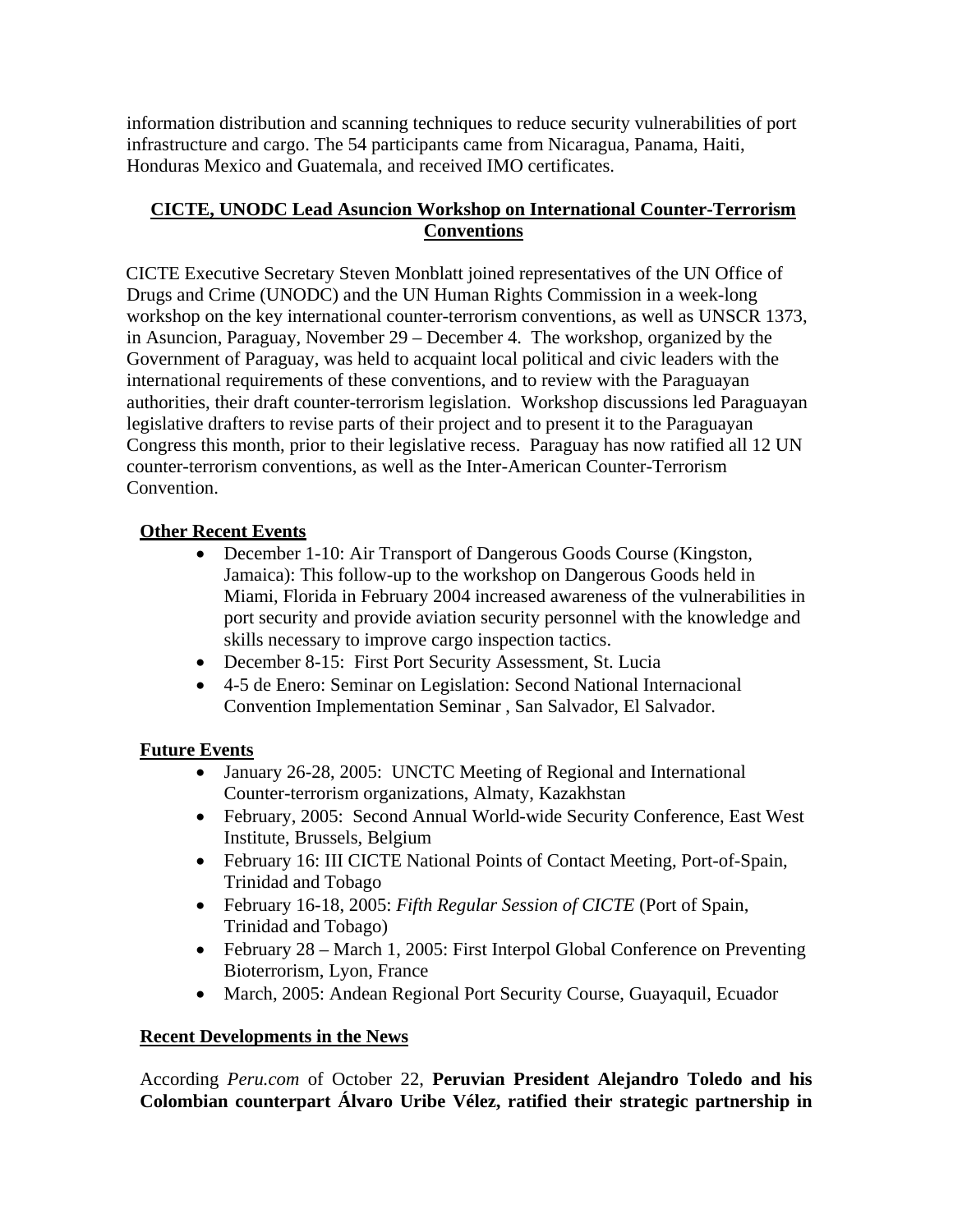information distribution and scanning techniques to reduce security vulnerabilities of port infrastructure and cargo. The 54 participants came from Nicaragua, Panama, Haiti, Honduras Mexico and Guatemala, and received IMO certificates.

## CICTE, UNODC Lead Asuncion Workshop on International Counter-Terrorism Conventions

CICTE Executive Secretary Steven Monblatt joined representatives of the UN Office of Drugs and Crime (UNODC) and the UN Human Rights Commission in a week-long workshop on the key international counter-terrorism conventions, as well as UNSCR 1373, in Asuncion, Paraguay, November 29 – December 4. The workshop, organized by the Government of Paraguay, was held to acquaint local political and civic leaders with the international requirements of these conventions, and to review with the Paraguayan authorities, their draft counter-terrorism legislation. Workshop discussions led Paraguayan legislative drafters to revise parts of their project and to present it to the Paraguayan Congress this month, prior to their legislative recess. Paraguay has now ratified all 12 UN counter-terrorism conventions, as well as the Inter-American Counter-Terrorism Convention.

### Other Recent Events

- December 1-10: Air Transport of Dangerous Goods Course (Kingston, Jamaica): This follow-up to the workshop on Dangerous Goods held in Miami, Florida in February 2004 increased awareness of the vulnerabilities in port security and provide aviation security personnel with the knowledge and skills necessary to improve cargo inspection tactics.
- December 8-15: First Port Security Assessment, St. Lucia
- 4-5 de Enero: Seminar on Legislation: Second National Internacional Convention Implementation Seminar , San Salvador, El Salvador.

### Future Events

- January 26-28, 2005: UNCTC Meeting of Regional and International Counter-terrorism organizations, Almaty, Kazakhstan
- February, 2005: Second Annual World-wide Security Conference, East West Institute, Brussels, Belgium
- February 16: III CICTE National Points of Contact Meeting, Port-of-Spain, Trinidad and Tobago
- February 16-18, 2005: *Fifth Regular Session of CICTE* (Port of Spain, Trinidad and Tobago)
- February 28 – March 1, 2005: First Interpol Global Conference on Preventing Bioterrorism, Lyon, France
- March, 2005: Andean Regional Port Security Course, Guayaquil, Ecuador

### Recent Developments in the News

According *Peru.com* of October 22, **Peruvian President Alejandro Toledo and his Colombian counterpart Álvaro Uribe Vélez, ratified their strategic partnership in**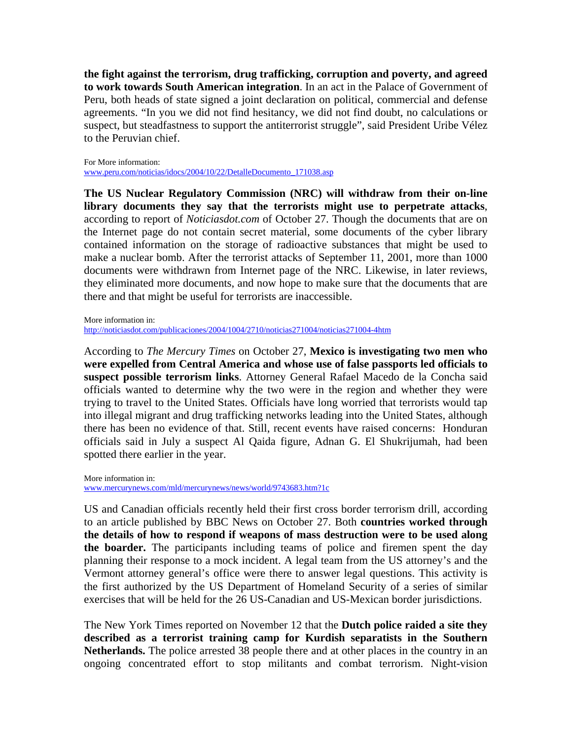**the fight against the terrorism, drug trafficking, corruption and poverty, and agreed to work towards South American integration**. In an act in the Palace of Government of Peru, both heads of state signed a joint declaration on political, commercial and defense agreements. "In you we did not find hesitancy, we did not find doubt, no calculations or suspect, but steadfastness to support the antiterrorist struggle", said President Uribe Vélez to the Peruvian chief.

For More information:
www.peru.com/noticias/idocs/2004/10/22/DetalleDocumento_171038.asp

**The US Nuclear Regulatory Commission (NRC) will withdraw from their on-line library documents they say that the terrorists might use to perpetrate attacks**, according to report of *Noticiasdot.com* of October 27. Though the documents that are on the Internet page do not contain secret material, some documents of the cyber library contained information on the storage of radioactive substances that might be used to make a nuclear bomb. After the terrorist attacks of September 11, 2001, more than 1000 documents were withdrawn from Internet page of the NRC. Likewise, in later reviews, they eliminated more documents, and now hope to make sure that the documents that are there and that might be useful for terrorists are inaccessible.

More information in:
http://noticiasdot.com/publicaciones/2004/1004/2710/noticias271004/noticias271004-4htm

According to *The Mercury Times* on October 27, **Mexico is investigating two men who were expelled from Central America and whose use of false passports led officials to suspect possible terrorism links**. Attorney General Rafael Macedo de la Concha said officials wanted to determine why the two were in the region and whether they were trying to travel to the United States. Officials have long worried that terrorists would tap into illegal migrant and drug trafficking networks leading into the United States, although there has been no evidence of that. Still, recent events have raised concerns: Honduran officials said in July a suspect Al Qaida figure, Adnan G. El Shukrijumah, had been spotted there earlier in the year.

More information in:
www.mercurynews.com/mld/mercurynews/news/world/9743683.htm?1c

US and Canadian officials recently held their first cross border terrorism drill, according to an article published by BBC News on October 27. Both **countries worked through the details of how to respond if weapons of mass destruction were to be used along the boarder.** The participants including teams of police and firemen spent the day planning their response to a mock incident. A legal team from the US attorney's and the Vermont attorney general's office were there to answer legal questions. This activity is the first authorized by the US Department of Homeland Security of a series of similar exercises that will be held for the 26 US-Canadian and US-Mexican border jurisdictions.

The New York Times reported on November 12 that the **Dutch police raided a site they described as a terrorist training camp for Kurdish separatists in the Southern Netherlands.** The police arrested 38 people there and at other places in the country in an ongoing concentrated effort to stop militants and combat terrorism. Night-vision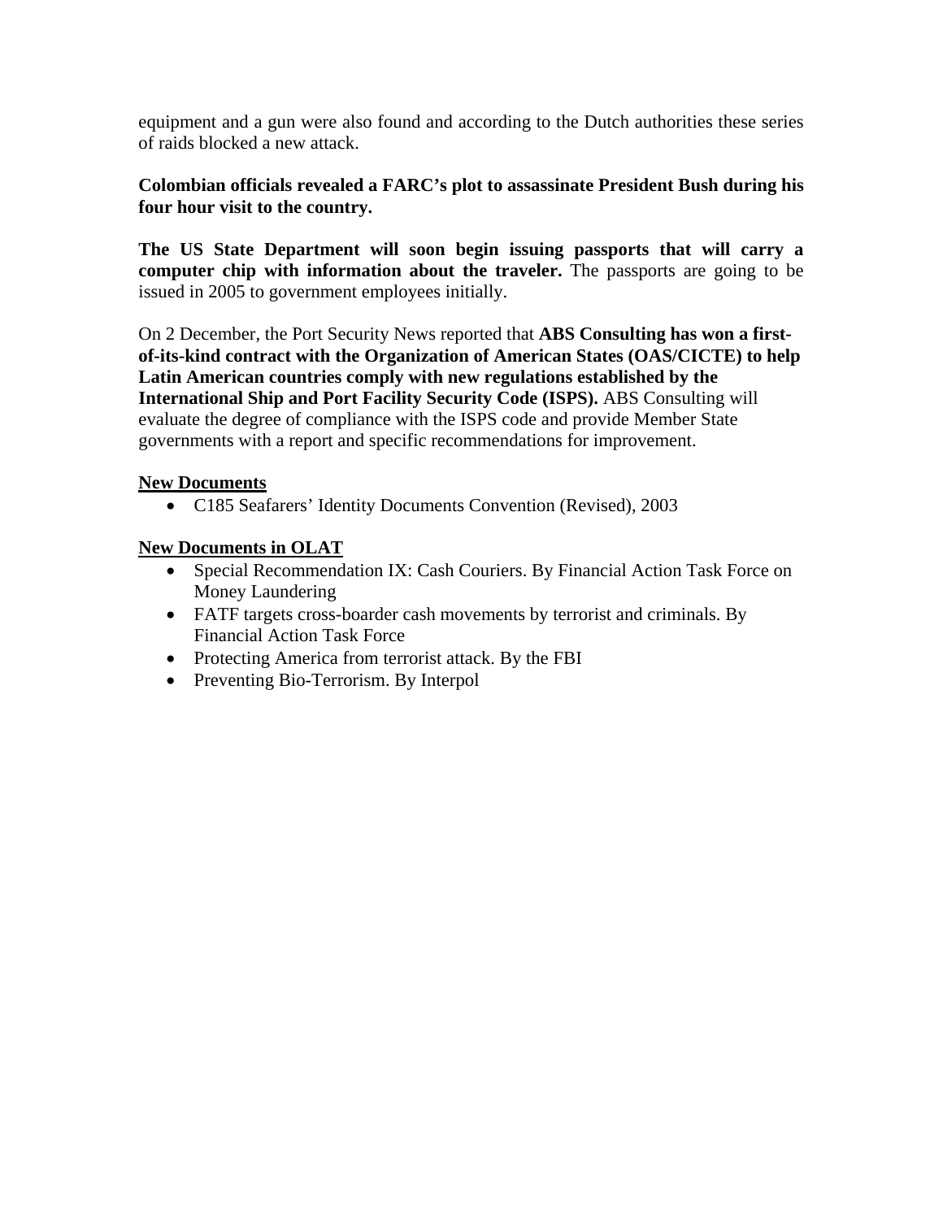equipment and a gun were also found and according to the Dutch authorities these series of raids blocked a new attack.

**Colombian officials revealed a FARC's plot to assassinate President Bush during his four hour visit to the country.**

**The US State Department will soon begin issuing passports that will carry a computer chip with information about the traveler.** The passports are going to be issued in 2005 to government employees initially.

On 2 December, the Port Security News reported that **ABS Consulting has won a first-of-its-kind contract with the Organization of American States (OAS/CICTE) to help Latin American countries comply with new regulations established by the International Ship and Port Facility Security Code (ISPS).** ABS Consulting will evaluate the degree of compliance with the ISPS code and provide Member State governments with a report and specific recommendations for improvement.

## New Documents

- C185 Seafarers' Identity Documents Convention (Revised), 2003

## New Documents in OLAT

- Special Recommendation IX: Cash Couriers. By Financial Action Task Force on Money Laundering
- FATF targets cross-boarder cash movements by terrorist and criminals. By Financial Action Task Force
- Protecting America from terrorist attack. By the FBI
- Preventing Bio-Terrorism. By Interpol